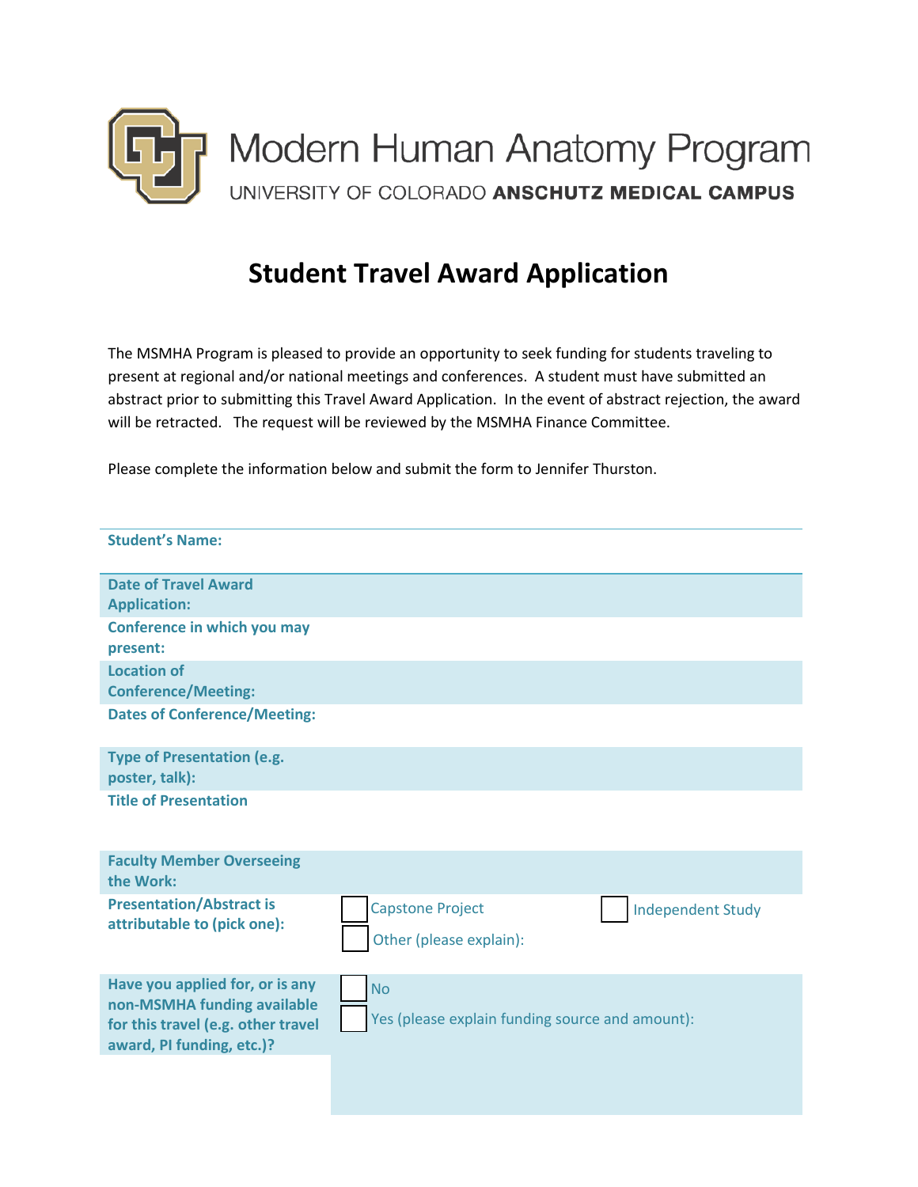Modern Human Anatomy Program

UNIVERSITY OF COLORADO **ANSCHUTZ MEDICAL CAMPUS**

# Student Travel Award Application

The MSMHA Program is pleased to provide an opportunity to seek funding for students traveling to present at regional and/or national meetings and conferences. A student must have submitted an abstract prior to submitting this Travel Award Application. In the event of abstract rejection, the award will be retracted. The request will be reviewed by the MSMHA Finance Committee.

Please complete the information below and submit the form to Jennifer Thurston.

| | |
|---|---|
| **Student's Name:** | |
| **Date of Travel Award Application:** | |
| **Conference in which you may present:** | |
| **Location of Conference/Meeting:** | |
| **Dates of Conference/Meeting:** | |
| **Type of Presentation (e.g. poster, talk):** | |
| **Title of Presentation** | |
| **Faculty Member Overseeing the Work:** | |
| **Presentation/Abstract is attributable to (pick one):** | ☐ Capstone Project ☐ Independent Study ☐ Other (please explain): |
| **Have you applied for, or is any non-MSMHA funding available for this travel (e.g. other travel award, PI funding, etc.)?** | ☐ No ☐ Yes (please explain funding source and amount): |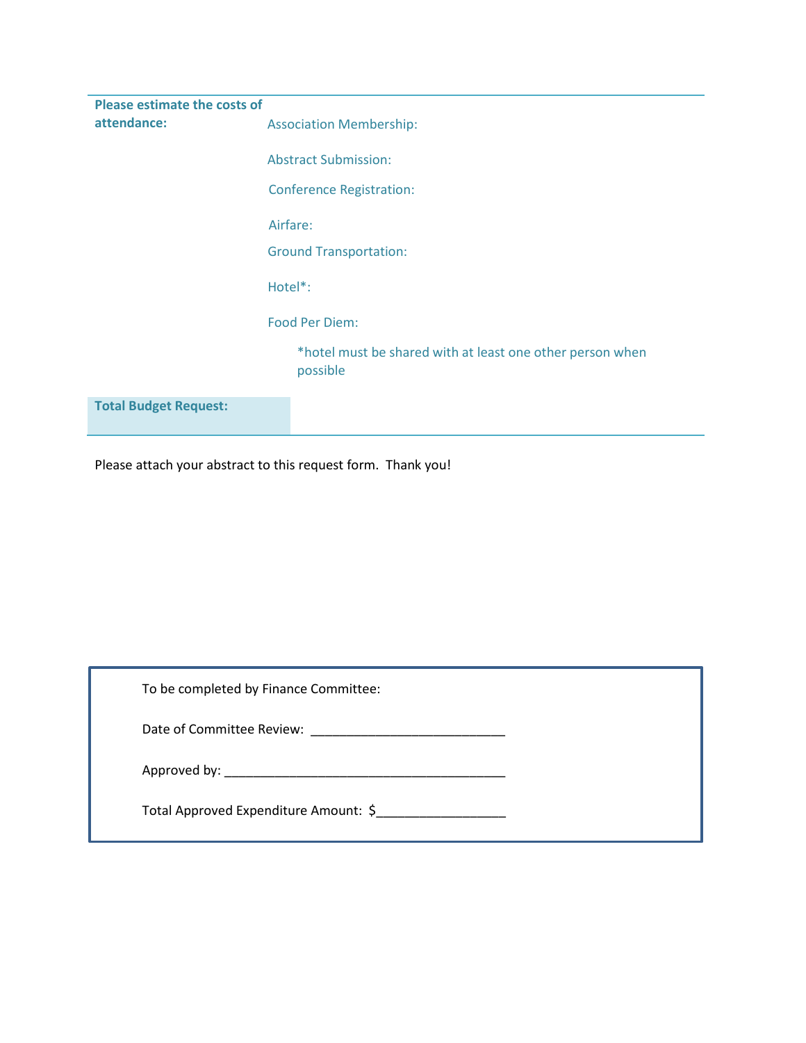**Please estimate the costs of attendance:**

Association Membership:

Abstract Submission:

Conference Registration:

Airfare:

Ground Transportation:

Hotel*:

Food Per Diem:

*hotel must be shared with at least one other person when possible

**Total Budget Request:**

Please attach your abstract to this request form.  Thank you!

To be completed by Finance Committee:

Date of Committee Review: ___________________________

Approved by: _______________________________________

Total Approved Expenditure Amount:  $_________________